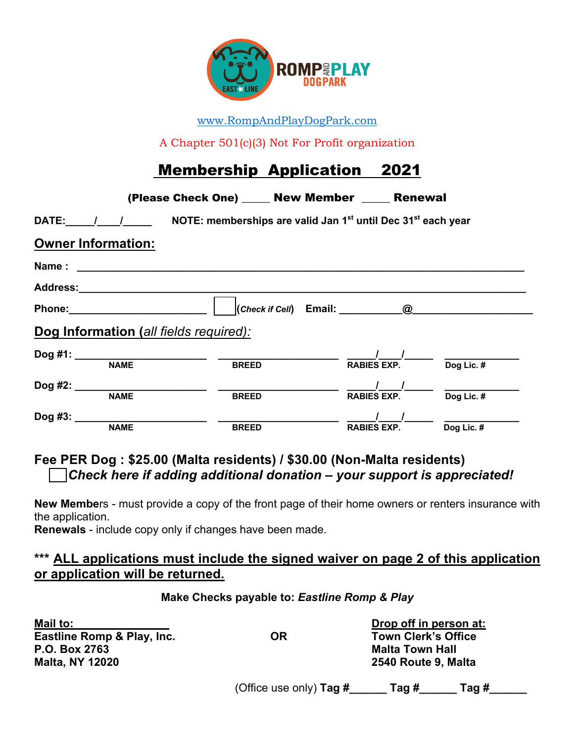ROMP AND PLAY DOG PARK
EAST LINE

www.RompAndPlayDogPark.com

A Chapter 501(c)(3) Not For Profit organization

# Membership Application 2021

**(Please Check One) ____ New Member ____ Renewal**

**DATE:____/____/____** **NOTE: memberships are valid Jan 1st until Dec 31st each year**

## Owner Information:

**Name :** ______________________________________________

**Address:**______________________________________________

**Phone:**______________________ ☐ (*Check if Cell*) **Email:** __________@__________________

## Dog Information (*all fields required*):

| | NAME | BREED | RABIES EXP. | Dog Lic. # |
|---|---|---|---|---|
| **Dog #1:** | ____________ | ____________ | ____/____/____ | ____________ |
| **Dog #2:** | ____________ | ____________ | ____/____/____ | ____________ |
| **Dog #3:** | ____________ | ____________ | ____/____/____ | ____________ |

**Fee PER Dog : $25.00 (Malta residents) / $30.00 (Non-Malta residents)**

☐ ***Check here if adding additional donation – your support is appreciated!***

**New Members** - must provide a copy of the front page of their home owners or renters insurance with the application.

**Renewals** - include copy only if changes have been made.

**\*\*\* ALL applications must include the signed waiver on page 2 of this application or application will be returned.**

**Make Checks payable to:** ***Eastline Romp & Play***

**Mail to:**
**Eastline Romp & Play, Inc.**
**P.O. Box 2763**
**Malta, NY 12020**

**OR**

**Drop off in person at:**
**Town Clerk's Office**
**Malta Town Hall**
**2540 Route 9, Malta**

(Office use only) **Tag #**______ **Tag #**______ **Tag #**______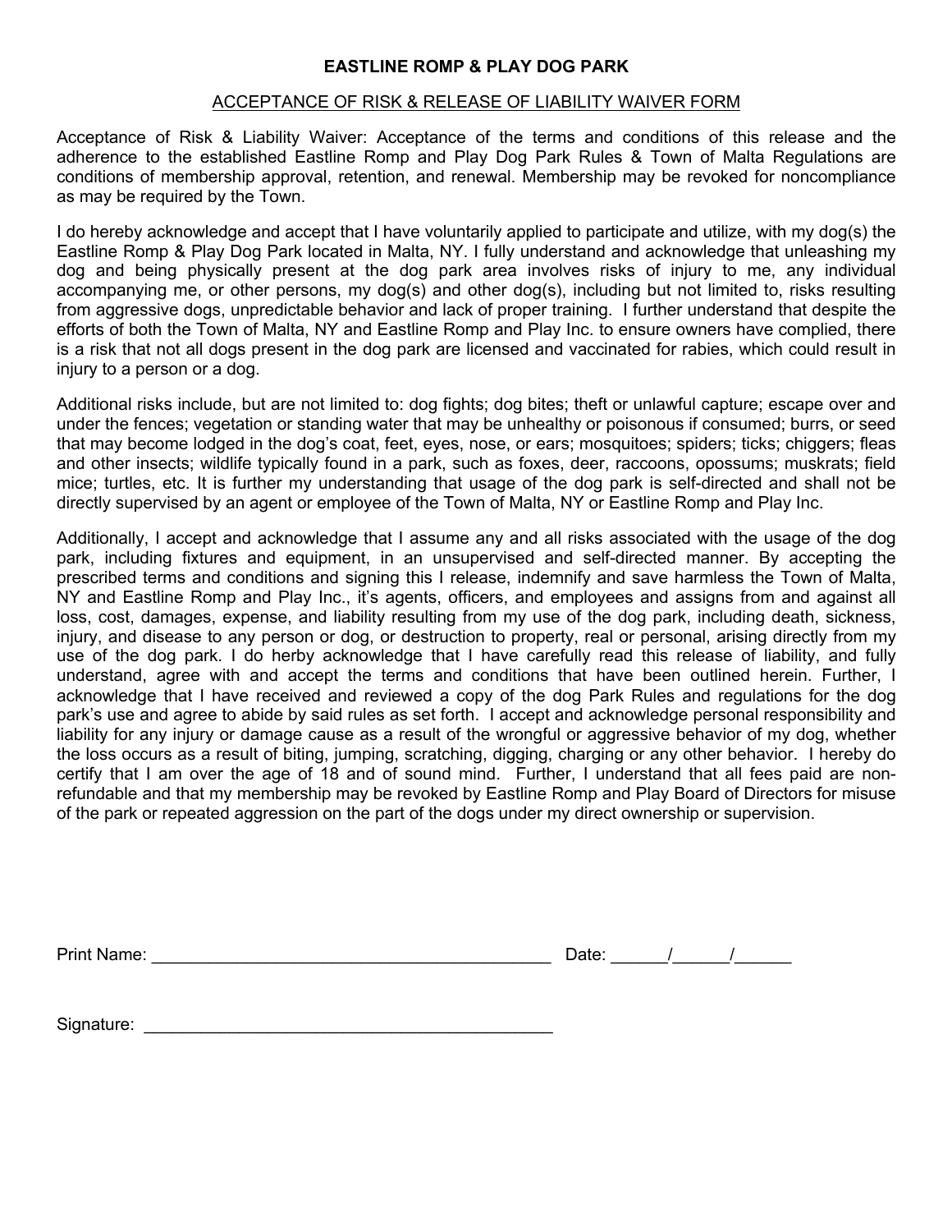**EASTLINE ROMP & PLAY DOG PARK**

ACCEPTANCE OF RISK & RELEASE OF LIABILITY WAIVER FORM

Acceptance of Risk & Liability Waiver: Acceptance of the terms and conditions of this release and the adherence to the established Eastline Romp and Play Dog Park Rules & Town of Malta Regulations are conditions of membership approval, retention, and renewal. Membership may be revoked for noncompliance as may be required by the Town.

I do hereby acknowledge and accept that I have voluntarily applied to participate and utilize, with my dog(s) the Eastline Romp & Play Dog Park located in Malta, NY. I fully understand and acknowledge that unleashing my dog and being physically present at the dog park area involves risks of injury to me, any individual accompanying me, or other persons, my dog(s) and other dog(s), including but not limited to, risks resulting from aggressive dogs, unpredictable behavior and lack of proper training. I further understand that despite the efforts of both the Town of Malta, NY and Eastline Romp and Play Inc. to ensure owners have complied, there is a risk that not all dogs present in the dog park are licensed and vaccinated for rabies, which could result in injury to a person or a dog.

Additional risks include, but are not limited to: dog fights; dog bites; theft or unlawful capture; escape over and under the fences; vegetation or standing water that may be unhealthy or poisonous if consumed; burrs, or seed that may become lodged in the dog's coat, feet, eyes, nose, or ears; mosquitoes; spiders; ticks; chiggers; fleas and other insects; wildlife typically found in a park, such as foxes, deer, raccoons, opossums; muskrats; field mice; turtles, etc. It is further my understanding that usage of the dog park is self-directed and shall not be directly supervised by an agent or employee of the Town of Malta, NY or Eastline Romp and Play Inc.

Additionally, I accept and acknowledge that I assume any and all risks associated with the usage of the dog park, including fixtures and equipment, in an unsupervised and self-directed manner. By accepting the prescribed terms and conditions and signing this I release, indemnify and save harmless the Town of Malta, NY and Eastline Romp and Play Inc., it's agents, officers, and employees and assigns from and against all loss, cost, damages, expense, and liability resulting from my use of the dog park, including death, sickness, injury, and disease to any person or dog, or destruction to property, real or personal, arising directly from my use of the dog park. I do herby acknowledge that I have carefully read this release of liability, and fully understand, agree with and accept the terms and conditions that have been outlined herein. Further, I acknowledge that I have received and reviewed a copy of the dog Park Rules and regulations for the dog park's use and agree to abide by said rules as set forth. I accept and acknowledge personal responsibility and liability for any injury or damage cause as a result of the wrongful or aggressive behavior of my dog, whether the loss occurs as a result of biting, jumping, scratching, digging, charging or any other behavior. I hereby do certify that I am over the age of 18 and of sound mind. Further, I understand that all fees paid are non-refundable and that my membership may be revoked by Eastline Romp and Play Board of Directors for misuse of the park or repeated aggression on the part of the dogs under my direct ownership or supervision.

Print Name: ___________________________________________ Date: ______/______/______

Signature: ____________________________________________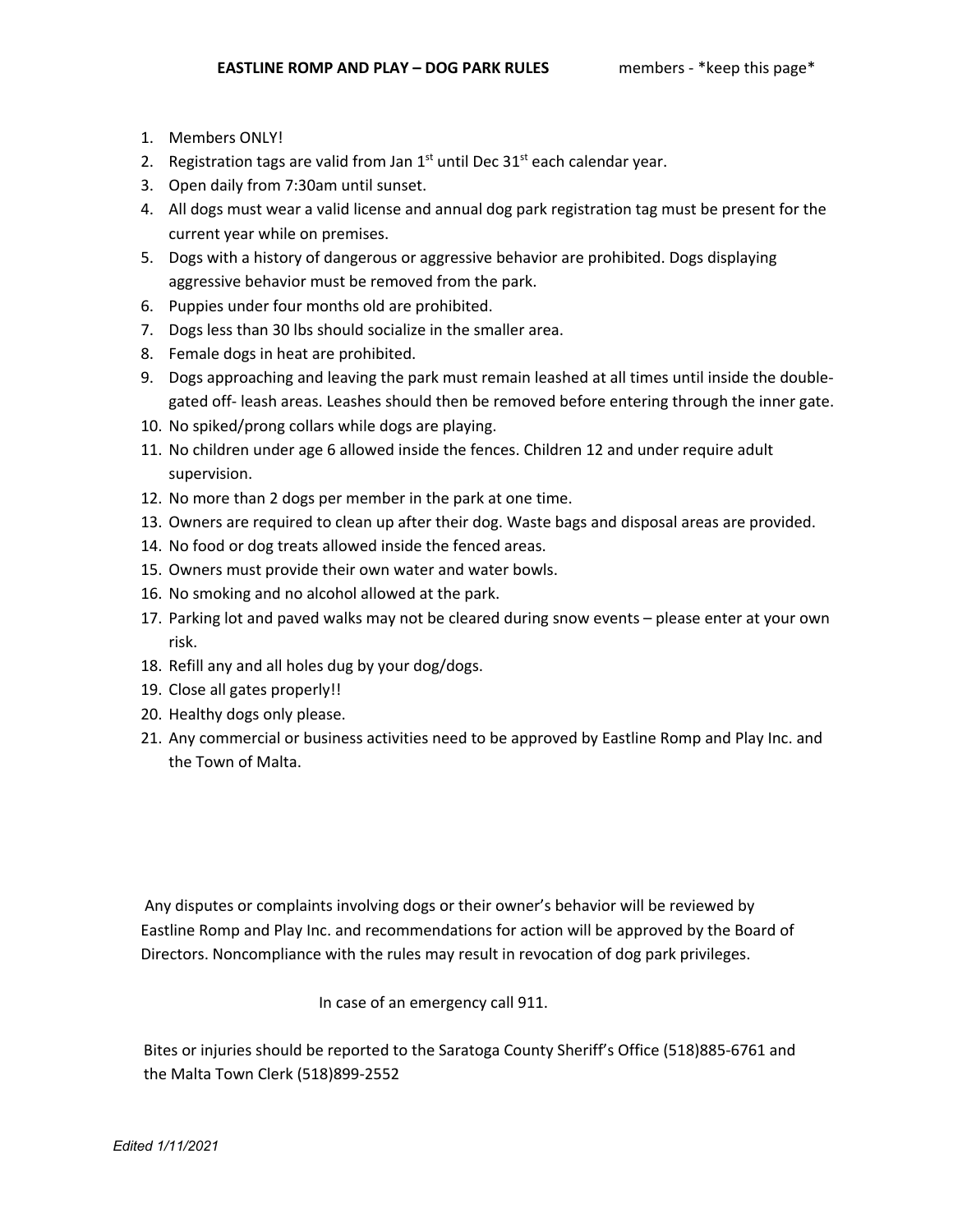**EASTLINE ROMP AND PLAY – DOG PARK RULES** members - *keep this page*

1. Members ONLY!
2. Registration tags are valid from Jan 1st until Dec 31st each calendar year.
3. Open daily from 7:30am until sunset.
4. All dogs must wear a valid license and annual dog park registration tag must be present for the current year while on premises.
5. Dogs with a history of dangerous or aggressive behavior are prohibited. Dogs displaying aggressive behavior must be removed from the park.
6. Puppies under four months old are prohibited.
7. Dogs less than 30 lbs should socialize in the smaller area.
8. Female dogs in heat are prohibited.
9. Dogs approaching and leaving the park must remain leashed at all times until inside the double-gated off- leash areas. Leashes should then be removed before entering through the inner gate.
10. No spiked/prong collars while dogs are playing.
11. No children under age 6 allowed inside the fences. Children 12 and under require adult supervision.
12. No more than 2 dogs per member in the park at one time.
13. Owners are required to clean up after their dog. Waste bags and disposal areas are provided.
14. No food or dog treats allowed inside the fenced areas.
15. Owners must provide their own water and water bowls.
16. No smoking and no alcohol allowed at the park.
17. Parking lot and paved walks may not be cleared during snow events – please enter at your own risk.
18. Refill any and all holes dug by your dog/dogs.
19. Close all gates properly!!
20. Healthy dogs only please.
21. Any commercial or business activities need to be approved by Eastline Romp and Play Inc. and the Town of Malta.

Any disputes or complaints involving dogs or their owner's behavior will be reviewed by Eastline Romp and Play Inc. and recommendations for action will be approved by the Board of Directors. Noncompliance with the rules may result in revocation of dog park privileges.

In case of an emergency call 911.

Bites or injuries should be reported to the Saratoga County Sheriff's Office (518)885-6761 and the Malta Town Clerk (518)899-2552

*Edited 1/11/2021*